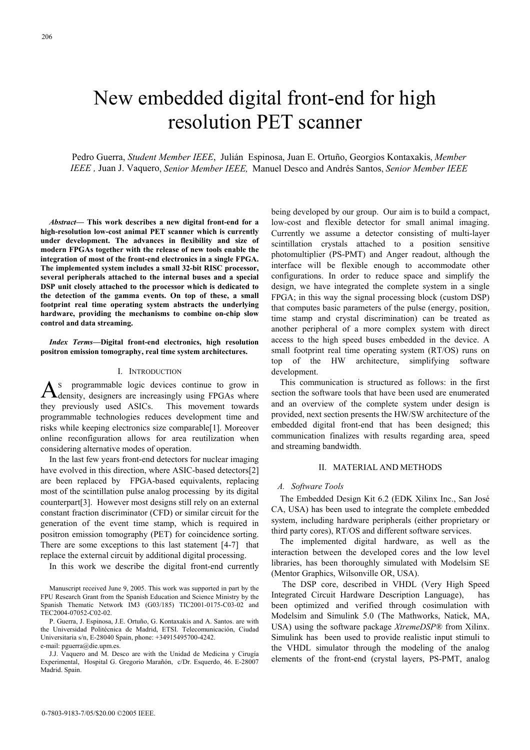# New embedded digital front-end for high resolution PET scanner

Pedro Guerra, *Student Member IEEE*, Julián Espinosa, Juan E. Ortuño, Georgios Kontaxakis, *Member IEEE*, Juan J. Vaquero, *Senior Member IEEE,* Manuel Desco and Andrés Santos, *Senior Member IEEE*

***Abstract*— This work describes a new digital front-end for a high-resolution low-cost animal PET scanner which is currently under development. The advances in flexibility and size of modern FPGAs together with the release of new tools enable the integration of most of the front-end electronics in a single FPGA. The implemented system includes a small 32-bit RISC processor, several peripherals attached to the internal buses and a special DSP unit closely attached to the processor which is dedicated to the detection of the gamma events. On top of these, a small footprint real time operating system abstracts the underlying hardware, providing the mechanisms to combine on-chip slow control and data streaming.**

***Index Terms*—Digital front-end electronics, high resolution positron emission tomography, real time system architectures.**

## I. Introduction

As programmable logic devices continue to grow in density, designers are increasingly using FPGAs where they previously used ASICs. This movement towards programmable technologies reduces development time and risks while keeping electronics size comparable[1]. Moreover online reconfiguration allows for area reutilization when considering alternative modes of operation.

In the last few years front-end detectors for nuclear imaging have evolved in this direction, where ASIC-based detectors[2] are been replaced by FPGA-based equivalents, replacing most of the scintillation pulse analog processing by its digital counterpart[3]. However most designs still rely on an external constant fraction discriminator (CFD) or similar circuit for the generation of the event time stamp, which is required in positron emission tomography (PET) for coincidence sorting. There are some exceptions to this last statement [4-7] that replace the external circuit by additional digital processing.

In this work we describe the digital front-end currently being developed by our group. Our aim is to build a compact, low-cost and flexible detector for small animal imaging. Currently we assume a detector consisting of multi-layer scintillation crystals attached to a position sensitive photomultiplier (PS-PMT) and Anger readout, although the interface will be flexible enough to accommodate other configurations. In order to reduce space and simplify the design, we have integrated the complete system in a single FPGA; in this way the signal processing block (custom DSP) that computes basic parameters of the pulse (energy, position, time stamp and crystal discrimination) can be treated as another peripheral of a more complex system with direct access to the high speed buses embedded in the device. A small footprint real time operating system (RT/OS) runs on top of the HW architecture, simplifying software development.

This communication is structured as follows: in the first section the software tools that have been used are enumerated and an overview of the complete system under design is provided, next section presents the HW/SW architecture of the embedded digital front-end that has been designed; this communication finalizes with results regarding area, speed and streaming bandwidth.

## II. Material and Methods

### A. Software Tools

The Embedded Design Kit 6.2 (EDK Xilinx Inc., San José CA, USA) has been used to integrate the complete embedded system, including hardware peripherals (either proprietary or third party cores), RT/OS and different software services.

The implemented digital hardware, as well as the interaction between the developed cores and the low level libraries, has been thoroughly simulated with Modelsim SE (Mentor Graphics, Wilsonville OR, USA).

The DSP core, described in VHDL (Very High Speed Integrated Circuit Hardware Description Language), has been optimized and verified through cosimulation with Modelsim and Simulink 5.0 (The Mathworks, Natick, MA, USA) using the software package *XtremeDSP®* from Xilinx. Simulink has been used to provide realistic input stimuli to the VHDL simulator through the modeling of the analog elements of the front-end (crystal layers, PS-PMT, analog

Manuscript received June 9, 2005. This work was supported in part by the FPU Research Grant from the Spanish Education and Science Ministry by the Spanish Thematic Network IM3 (G03/185) TIC2001-0175-C03-02 and TEC2004-07052-C02-02.

P. Guerra, J. Espinosa, J.E. Ortuño, G. Kontaxakis and A. Santos. are with the Universidad Politécnica de Madrid, ETSI. Telecomunicación, Ciudad Universitaria s/n, E-28040 Spain, phone: +34915495700-4242. e-mail: pguerra@die.upm.es.

J.J. Vaquero and M. Desco are with the Unidad de Medicina y Cirugía Experimental, Hospital G. Gregorio Marañón, c/Dr. Esquerdo, 46. E-28007 Madrid. Spain.

0-7803-9183-7/05/$20.00 ©2005 IEEE.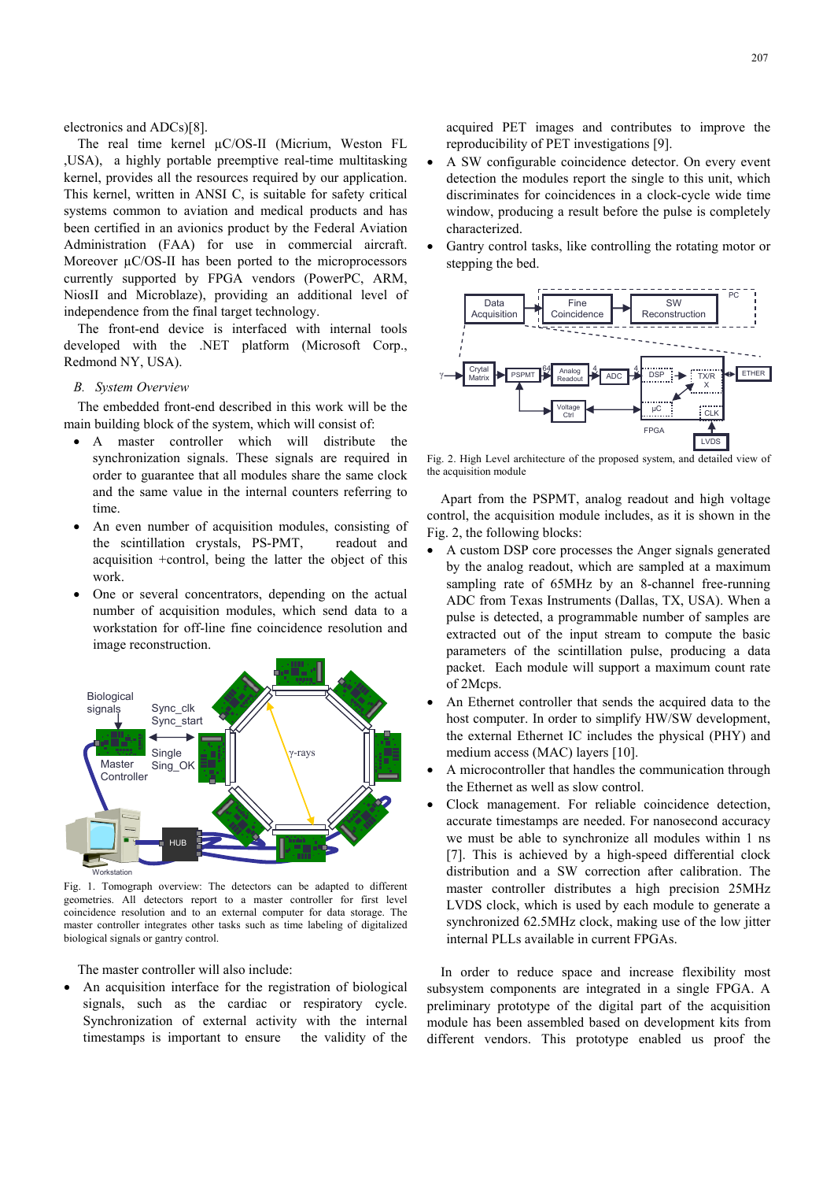electronics and ADCs)[8].

The real time kernel μC/OS-II (Micrium, Weston FL ,USA), a highly portable preemptive real-time multitasking kernel, provides all the resources required by our application. This kernel, written in ANSI C, is suitable for safety critical systems common to aviation and medical products and has been certified in an avionics product by the Federal Aviation Administration (FAA) for use in commercial aircraft. Moreover μC/OS-II has been ported to the microprocessors currently supported by FPGA vendors (PowerPC, ARM, NiosII and Microblaze), providing an additional level of independence from the final target technology.

The front-end device is interfaced with internal tools developed with the .NET platform (Microsoft Corp., Redmond NY, USA).

### *B. System Overview*

The embedded front-end described in this work will be the main building block of the system, which will consist of:

- A master controller which will distribute the synchronization signals. These signals are required in order to guarantee that all modules share the same clock and the same value in the internal counters referring to time.
- An even number of acquisition modules, consisting of the scintillation crystals, PS-PMT, readout and acquisition +control, being the latter the object of this work.
- One or several concentrators, depending on the actual number of acquisition modules, which send data to a workstation for off-line fine coincidence resolution and image reconstruction.

Biological signals
Sync_clk
Sync_start
Single
Sing_OK
Master Controller
γ-rays
HUB
Workstation

Fig. 1. Tomograph overview: The detectors can be adapted to different geometries. All detectors report to a master controller for first level coincidence resolution and to an external computer for data storage. The master controller integrates other tasks such as time labeling of digitalized biological signals or gantry control.

The master controller will also include:

- An acquisition interface for the registration of biological signals, such as the cardiac or respiratory cycle. Synchronization of external activity with the internal timestamps is important to ensure the validity of the acquired PET images and contributes to improve the reproducibility of PET investigations [9].
- A SW configurable coincidence detector. On every event detection the modules report the single to this unit, which discriminates for coincidences in a clock-cycle wide time window, producing a result before the pulse is completely characterized.
- Gantry control tasks, like controlling the rotating motor or stepping the bed.

PC
Data Acquisition
Fine Coincidence
SW Reconstruction
γ
Crytal Matrix
PSPMT
64
Analog Readout
4
ADC
4
DSP
TX/RX
ETHER
Voltage Ctrl
μC
CLK
FPGA
LVDS

Fig. 2. High Level architecture of the proposed system, and detailed view of the acquisition module

Apart from the PSPMT, analog readout and high voltage control, the acquisition module includes, as it is shown in the Fig. 2, the following blocks:

- A custom DSP core processes the Anger signals generated by the analog readout, which are sampled at a maximum sampling rate of 65MHz by an 8-channel free-running ADC from Texas Instruments (Dallas, TX, USA). When a pulse is detected, a programmable number of samples are extracted out of the input stream to compute the basic parameters of the scintillation pulse, producing a data packet. Each module will support a maximum count rate of 2Mcps.
- An Ethernet controller that sends the acquired data to the host computer. In order to simplify HW/SW development, the external Ethernet IC includes the physical (PHY) and medium access (MAC) layers [10].
- A microcontroller that handles the communication through the Ethernet as well as slow control.
- Clock management. For reliable coincidence detection, accurate timestamps are needed. For nanosecond accuracy we must be able to synchronize all modules within 1 ns [7]. This is achieved by a high-speed differential clock distribution and a SW correction after calibration. The master controller distributes a high precision 25MHz LVDS clock, which is used by each module to generate a synchronized 62.5MHz clock, making use of the low jitter internal PLLs available in current FPGAs.

In order to reduce space and increase flexibility most subsystem components are integrated in a single FPGA. A preliminary prototype of the digital part of the acquisition module has been assembled based on development kits from different vendors. This prototype enabled us proof the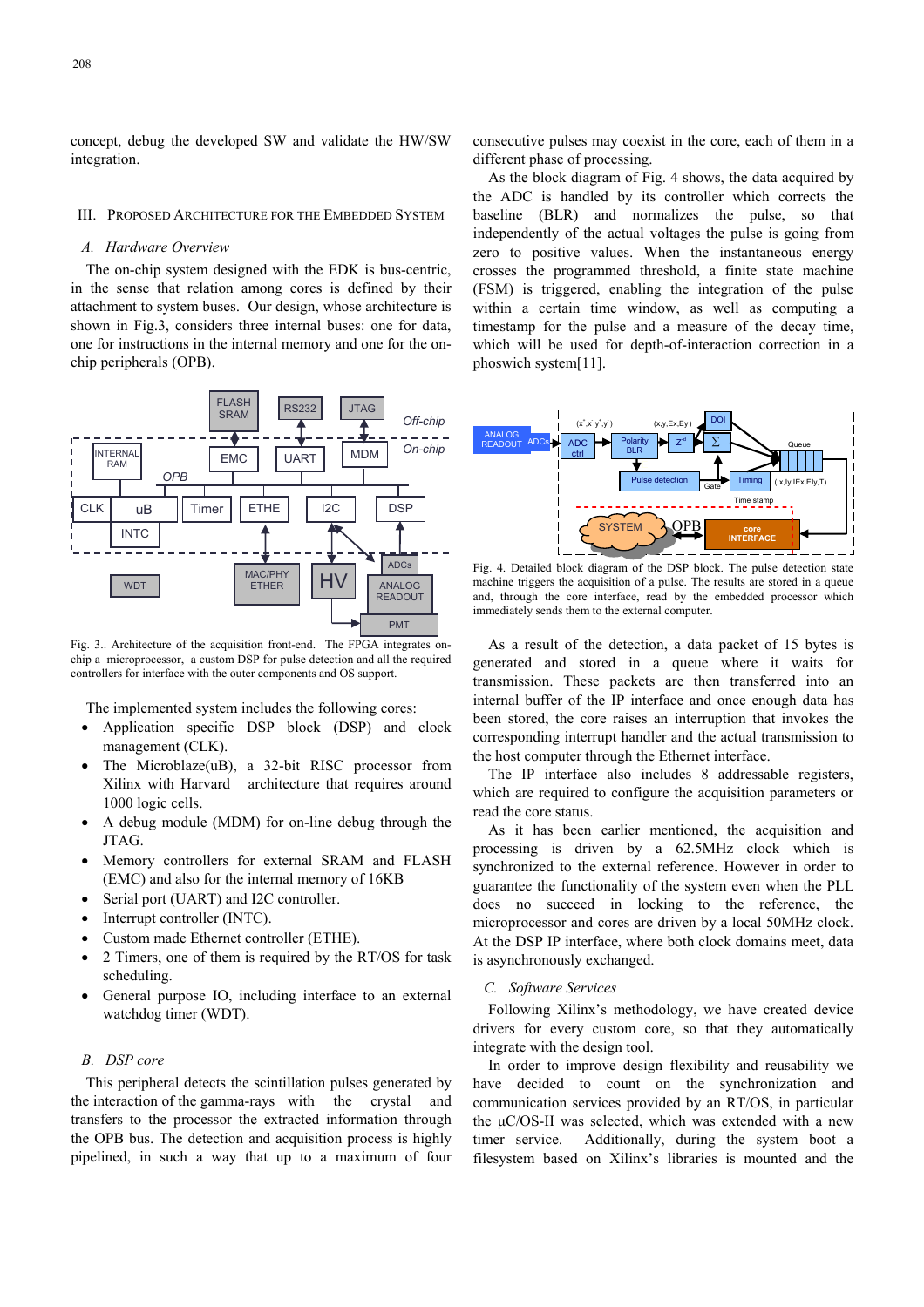concept, debug the developed SW and validate the HW/SW integration.

## III. Proposed Architecture for the Embedded System

### A. Hardware Overview

The on-chip system designed with the EDK is bus-centric, in the sense that relation among cores is defined by their attachment to system buses. Our design, whose architecture is shown in Fig.3, considers three internal buses: one for data, one for instructions in the internal memory and one for the on-chip peripherals (OPB).

Fig. 3.. Architecture of the acquisition front-end. The FPGA integrates on-chip a microprocessor, a custom DSP for pulse detection and all the required controllers for interface with the outer components and OS support.

The implemented system includes the following cores:

- Application specific DSP block (DSP) and clock management (CLK).
- The Microblaze(uB), a 32-bit RISC processor from Xilinx with Harvard architecture that requires around 1000 logic cells.
- A debug module (MDM) for on-line debug through the JTAG.
- Memory controllers for external SRAM and FLASH (EMC) and also for the internal memory of 16KB
- Serial port (UART) and I2C controller.
- Interrupt controller (INTC).
- Custom made Ethernet controller (ETHE).
- 2 Timers, one of them is required by the RT/OS for task scheduling.
- General purpose IO, including interface to an external watchdog timer (WDT).

### B. DSP core

This peripheral detects the scintillation pulses generated by the interaction of the gamma-rays with the crystal and transfers to the processor the extracted information through the OPB bus. The detection and acquisition process is highly pipelined, in such a way that up to a maximum of four consecutive pulses may coexist in the core, each of them in a different phase of processing.

As the block diagram of Fig. 4 shows, the data acquired by the ADC is handled by its controller which corrects the baseline (BLR) and normalizes the pulse, so that independently of the actual voltages the pulse is going from zero to positive values. When the instantaneous energy crosses the programmed threshold, a finite state machine (FSM) is triggered, enabling the integration of the pulse within a certain time window, as well as computing a timestamp for the pulse and a measure of the decay time, which will be used for depth-of-interaction correction in a phoswich system[11].

Fig. 4. Detailed block diagram of the DSP block. The pulse detection state machine triggers the acquisition of a pulse. The results are stored in a queue and, through the core interface, read by the embedded processor which immediately sends them to the external computer.

As a result of the detection, a data packet of 15 bytes is generated and stored in a queue where it waits for transmission. These packets are then transferred into an internal buffer of the IP interface and once enough data has been stored, the core raises an interruption that invokes the corresponding interrupt handler and the actual transmission to the host computer through the Ethernet interface.

The IP interface also includes 8 addressable registers, which are required to configure the acquisition parameters or read the core status.

As it has been earlier mentioned, the acquisition and processing is driven by a 62.5MHz clock which is synchronized to the external reference. However in order to guarantee the functionality of the system even when the PLL does no succeed in locking to the reference, the microprocessor and cores are driven by a local 50MHz clock. At the DSP IP interface, where both clock domains meet, data is asynchronously exchanged.

### C. Software Services

Following Xilinx's methodology, we have created device drivers for every custom core, so that they automatically integrate with the design tool.

In order to improve design flexibility and reusability we have decided to count on the synchronization and communication services provided by an RT/OS, in particular the µC/OS-II was selected, which was extended with a new timer service. Additionally, during the system boot a filesystem based on Xilinx's libraries is mounted and the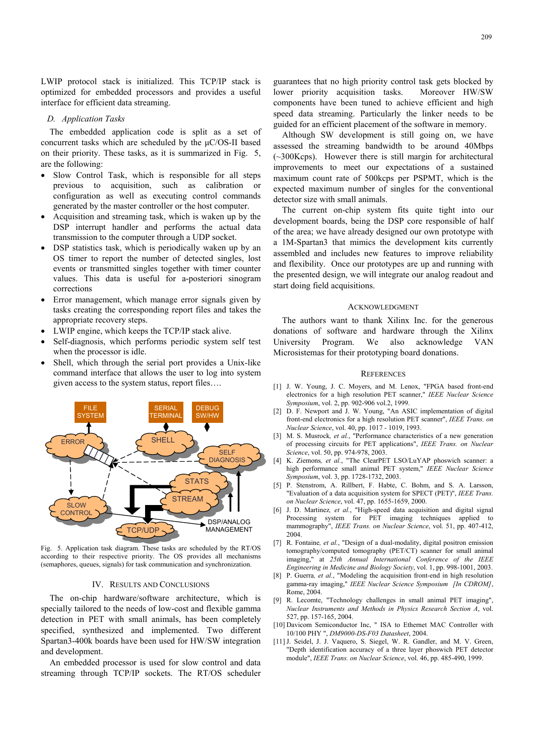LWIP protocol stack is initialized. This TCP/IP stack is optimized for embedded processors and provides a useful interface for efficient data streaming.

### D. Application Tasks

The embedded application code is split as a set of concurrent tasks which are scheduled by the µC/OS-II based on their priority. These tasks, as it is summarized in Fig. 5, are the following:

- Slow Control Task, which is responsible for all steps previous to acquisition, such as calibration or configuration as well as executing control commands generated by the master controller or the host computer.
- Acquisition and streaming task, which is waken up by the DSP interrupt handler and performs the actual data transmission to the computer through a UDP socket.
- DSP statistics task, which is periodically waken up by an OS timer to report the number of detected singles, lost events or transmitted singles together with timer counter values. This data is useful for a-posteriori sinogram corrections
- Error management, which manage error signals given by tasks creating the corresponding report files and takes the appropriate recovery steps.
- LWIP engine, which keeps the TCP/IP stack alive.
- Self-diagnosis, which performs periodic system self test when the processor is idle.
- Shell, which through the serial port provides a Unix-like command interface that allows the user to log into system given access to the system status, report files….

FILE SYSTEM
SERIAL TERMINAL
DEBUG SW/HW
ERROR
SHELL
SELF DIAGNOSIS
STATS
STREAM
SLOW CONTROL
TCP/UDP
DSP/ANALOG MANAGEMENT

Fig. 5. Application task diagram. These tasks are scheduled by the RT/OS according to their respective priority. The OS provides all mechanisms (semaphores, queues, signals) for task communication and synchronization.

## IV. Results and Conclusions

The on-chip hardware/software architecture, which is specially tailored to the needs of low-cost and flexible gamma detection in PET with small animals, has been completely specified, synthesized and implemented. Two different Spartan3-400k boards have been used for HW/SW integration and development.

An embedded processor is used for slow control and data streaming through TCP/IP sockets. The RT/OS scheduler guarantees that no high priority control task gets blocked by lower priority acquisition tasks. Moreover HW/SW components have been tuned to achieve efficient and high speed data streaming. Particularly the linker needs to be guided for an efficient placement of the software in memory.

Although SW development is still going on, we have assessed the streaming bandwidth to be around 40Mbps (~300Kcps). However there is still margin for architectural improvements to meet our expectations of a sustained maximum count rate of 500kcps per PSPMT, which is the expected maximum number of singles for the conventional detector size with small animals.

The current on-chip system fits quite tight into our development boards, being the DSP core responsible of half of the area; we have already designed our own prototype with a 1M-Spartan3 that mimics the development kits currently assembled and includes new features to improve reliability and flexibility. Once our prototypes are up and running with the presented design, we will integrate our analog readout and start doing field acquisitions.

## Acknowledgment

The authors want to thank Xilinx Inc. for the generous donations of software and hardware through the Xilinx University Program. We also acknowledge VAN Microsistemas for their prototyping board donations.

## References

[1] J. W. Young, J. C. Moyers, and M. Lenox, "FPGA based front-end electronics for a high resolution PET scanner," *IEEE Nuclear Science Symposium*, vol. 2, pp. 902-906 vol.2, 1999.

[2] D. F. Newport and J. W. Young, "An ASIC implementation of digital front-end electronics for a high resolution PET scanner", *IEEE Trans. on Nuclear Science*, vol. 40, pp. 1017 - 1019, 1993.

[3] M. S. Musrock*, et al.*, "Performance characteristics of a new generation of processing circuits for PET applications", *IEEE Trans. on Nuclear Science*, vol. 50, pp. 974-978, 2003.

[4] K. Ziemons*, et al.*, "The ClearPET LSO/LuYAP phoswich scanner: a high performance small animal PET system," *IEEE Nuclear Science Symposium*, vol. 3, pp. 1728-1732, 2003.

[5] P. Stenstrom, A. Rillbert, F. Habte, C. Bohm, and S. A. Larsson, "Evaluation of a data acquisition system for SPECT (PET)", *IEEE Trans. on Nuclear Science*, vol. 47, pp. 1655-1659, 2000.

[6] J. D. Martinez*, et al.*, "High-speed data acquisition and digital signal Processing system for PET imaging techniques applied to mammography", *IEEE Trans. on Nuclear Science*, vol. 51, pp. 407-412, 2004.

[7] R. Fontaine*, et al.*, "Design of a dual-modality, digital positron emission tomography/computed tomography (PET/CT) scanner for small animal imaging," at *25th Annual International Conference of the IEEE Engineering in Medicine and Biology Society*, vol. 1, pp. 998-1001, 2003.

[8] P. Guerra*, et al.*, "Modeling the acquisition front-end in high resolution gamma-ray imaging," *IEEE Nuclear Science Symposium [In CDROM]*, Rome, 2004.

[9] R. Lecomte, "Technology challenges in small animal PET imaging", *Nuclear Instruments and Methods in Physics Research Section A*, vol. 527, pp. 157-165, 2004.

[10] Davicom Semiconductor Inc, " ISA to Ethernet MAC Controller with 10/100 PHY ", *DM9000-DS-F03 Datasheet*, 2004.

[11] J. Seidel, J. J. Vaquero, S. Siegel, W. R. Gandler, and M. V. Green, "Depth identification accuracy of a three layer phoswich PET detector module", *IEEE Trans. on Nuclear Science*, vol. 46, pp. 485-490, 1999.